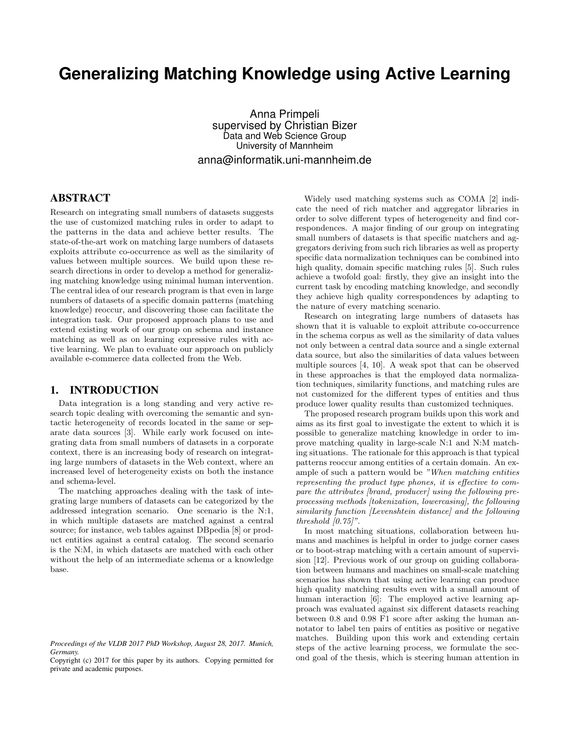# Generalizing Matching Knowledge using Active Learning

Anna Primpeli
supervised by Christian Bizer
Data and Web Science Group
University of Mannheim
anna@informatik.uni-mannheim.de

## ABSTRACT

Research on integrating small numbers of datasets suggests the use of customized matching rules in order to adapt to the patterns in the data and achieve better results. The state-of-the-art work on matching large numbers of datasets exploits attribute co-occurrence as well as the similarity of values between multiple sources. We build upon these research directions in order to develop a method for generalizing matching knowledge using minimal human intervention. The central idea of our research program is that even in large numbers of datasets of a specific domain patterns (matching knowledge) reoccur, and discovering those can facilitate the integration task. Our proposed approach plans to use and extend existing work of our group on schema and instance matching as well as on learning expressive rules with active learning. We plan to evaluate our approach on publicly available e-commerce data collected from the Web.

## 1. INTRODUCTION

Data integration is a long standing and very active research topic dealing with overcoming the semantic and syntactic heterogeneity of records located in the same or separate data sources [3]. While early work focused on integrating data from small numbers of datasets in a corporate context, there is an increasing body of research on integrating large numbers of datasets in the Web context, where an increased level of heterogeneity exists on both the instance and schema-level.

The matching approaches dealing with the task of integrating large numbers of datasets can be categorized by the addressed integration scenario. One scenario is the N:1, in which multiple datasets are matched against a central source; for instance, web tables against DBpedia [8] or product entities against a central catalog. The second scenario is the N:M, in which datasets are matched with each other without the help of an intermediate schema or a knowledge base.

Widely used matching systems such as COMA [2] indicate the need of rich matcher and aggregator libraries in order to solve different types of heterogeneity and find correspondences. A major finding of our group on integrating small numbers of datasets is that specific matchers and aggregators deriving from such rich libraries as well as property specific data normalization techniques can be combined into high quality, domain specific matching rules [5]. Such rules achieve a twofold goal: firstly, they give an insight into the current task by encoding matching knowledge, and secondly they achieve high quality correspondences by adapting to the nature of every matching scenario.

Research on integrating large numbers of datasets has shown that it is valuable to exploit attribute co-occurrence in the schema corpus as well as the similarity of data values not only between a central data source and a single external data source, but also the similarities of data values between multiple sources [4, 10]. A weak spot that can be observed in these approaches is that the employed data normalization techniques, similarity functions, and matching rules are not customized for the different types of entities and thus produce lower quality results than customized techniques.

The proposed research program builds upon this work and aims as its first goal to investigate the extent to which it is possible to generalize matching knowledge in order to improve matching quality in large-scale N:1 and N:M matching situations. The rationale for this approach is that typical patterns reoccur among entities of a certain domain. An example of such a pattern would be *"When matching entities representing the product type phones, it is effective to compare the attributes [brand, producer] using the following preprocessing methods [tokenization, lowercasing], the following similarity function [Levenshtein distance] and the following threshold [0.75]"*.

In most matching situations, collaboration between humans and machines is helpful in order to judge corner cases or to boot-strap matching with a certain amount of supervision [12]. Previous work of our group on guiding collaboration between humans and machines on small-scale matching scenarios has shown that using active learning can produce high quality matching results even with a small amount of human interaction [6]: The employed active learning approach was evaluated against six different datasets reaching between 0.8 and 0.98 F1 score after asking the human annotator to label ten pairs of entities as positive or negative matches. Building upon this work and extending certain steps of the active learning process, we formulate the second goal of the thesis, which is steering human attention in

*Proceedings of the VLDB 2017 PhD Workshop, August 28, 2017. Munich, Germany.*
Copyright (c) 2017 for this paper by its authors. Copying permitted for private and academic purposes.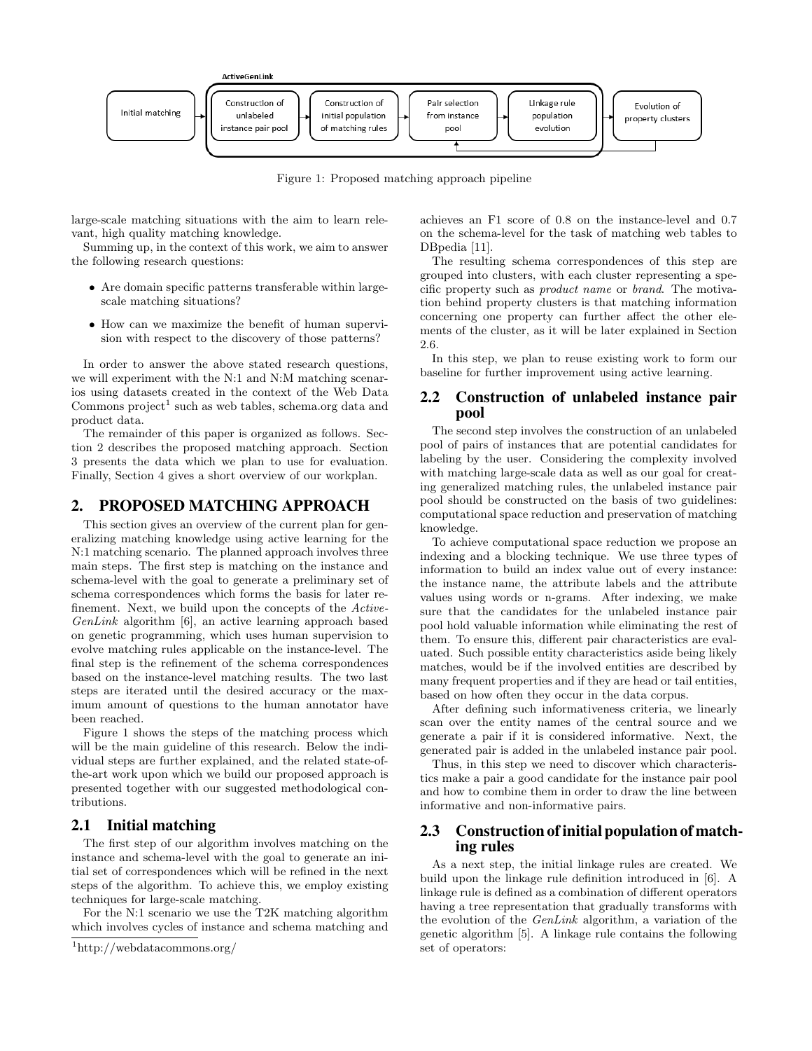Figure 1: Proposed matching approach pipeline

large-scale matching situations with the aim to learn relevant, high quality matching knowledge.

Summing up, in the context of this work, we aim to answer the following research questions:

- Are domain specific patterns transferable within large-scale matching situations?
- How can we maximize the benefit of human supervision with respect to the discovery of those patterns?

In order to answer the above stated research questions, we will experiment with the N:1 and N:M matching scenarios using datasets created in the context of the Web Data Commons project[1] such as web tables, schema.org data and product data.

The remainder of this paper is organized as follows. Section 2 describes the proposed matching approach. Section 3 presents the data which we plan to use for evaluation. Finally, Section 4 gives a short overview of our workplan.

## 2. PROPOSED MATCHING APPROACH

This section gives an overview of the current plan for generalizing matching knowledge using active learning for the N:1 matching scenario. The planned approach involves three main steps. The first step is matching on the instance and schema-level with the goal to generate a preliminary set of schema correspondences which forms the basis for later refinement. Next, we build upon the concepts of the *ActiveGenLink* algorithm [6], an active learning approach based on genetic programming, which uses human supervision to evolve matching rules applicable on the instance-level. The final step is the refinement of the schema correspondences based on the instance-level matching results. The two last steps are iterated until the desired accuracy or the maximum amount of questions to the human annotator have been reached.

Figure 1 shows the steps of the matching process which will be the main guideline of this research. Below the individual steps are further explained, and the related state-of-the-art work upon which we build our proposed approach is presented together with our suggested methodological contributions.

### 2.1 Initial matching

The first step of our algorithm involves matching on the instance and schema-level with the goal to generate an initial set of correspondences which will be refined in the next steps of the algorithm. To achieve this, we employ existing techniques for large-scale matching.

For the N:1 scenario we use the T2K matching algorithm which involves cycles of instance and schema matching and achieves an F1 score of 0.8 on the instance-level and 0.7 on the schema-level for the task of matching web tables to DBpedia [11].

The resulting schema correspondences of this step are grouped into clusters, with each cluster representing a specific property such as *product name* or *brand*. The motivation behind property clusters is that matching information concerning one property can further affect the other elements of the cluster, as it will be later explained in Section 2.6.

In this step, we plan to reuse existing work to form our baseline for further improvement using active learning.

### 2.2 Construction of unlabeled instance pair pool

The second step involves the construction of an unlabeled pool of pairs of instances that are potential candidates for labeling by the user. Considering the complexity involved with matching large-scale data as well as our goal for creating generalized matching rules, the unlabeled instance pair pool should be constructed on the basis of two guidelines: computational space reduction and preservation of matching knowledge.

To achieve computational space reduction we propose an indexing and a blocking technique. We use three types of information to build an index value out of every instance: the instance name, the attribute labels and the attribute values using words or n-grams. After indexing, we make sure that the candidates for the unlabeled instance pair pool hold valuable information while eliminating the rest of them. To ensure this, different pair characteristics are evaluated. Such possible entity characteristics aside being likely matches, would be if the involved entities are described by many frequent properties and if they are head or tail entities, based on how often they occur in the data corpus.

After defining such informativeness criteria, we linearly scan over the entity names of the central source and we generate a pair if it is considered informative. Next, the generated pair is added in the unlabeled instance pair pool.

Thus, in this step we need to discover which characteristics make a pair a good candidate for the instance pair pool and how to combine them in order to draw the line between informative and non-informative pairs.

### 2.3 Construction of initial population of matching rules

As a next step, the initial linkage rules are created. We build upon the linkage rule definition introduced in [6]. A linkage rule is defined as a combination of different operators having a tree representation that gradually transforms with the evolution of the *GenLink* algorithm, a variation of the genetic algorithm [5]. A linkage rule contains the following set of operators:

[1] http://webdatacommons.org/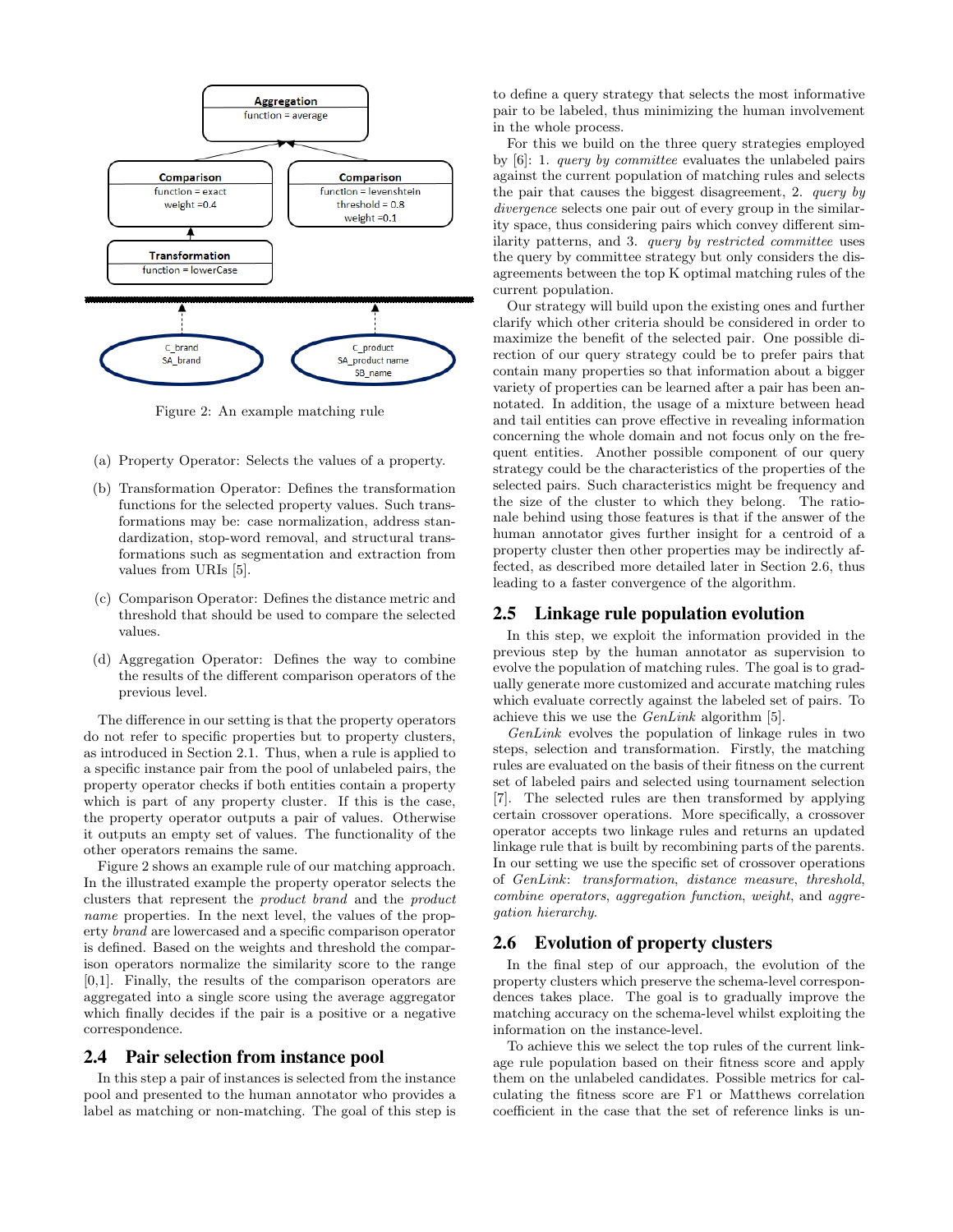Figure 2: An example matching rule

(a) Property Operator: Selects the values of a property.

(b) Transformation Operator: Defines the transformation functions for the selected property values. Such transformations may be: case normalization, address standardization, stop-word removal, and structural transformations such as segmentation and extraction from values from URIs [5].

(c) Comparison Operator: Defines the distance metric and threshold that should be used to compare the selected values.

(d) Aggregation Operator: Defines the way to combine the results of the different comparison operators of the previous level.

The difference in our setting is that the property operators do not refer to specific properties but to property clusters, as introduced in Section 2.1. Thus, when a rule is applied to a specific instance pair from the pool of unlabeled pairs, the property operator checks if both entities contain a property which is part of any property cluster. If this is the case, the property operator outputs a pair of values. Otherwise it outputs an empty set of values. The functionality of the other operators remains the same.

Figure 2 shows an example rule of our matching approach. In the illustrated example the property operator selects the clusters that represent the *product brand* and the *product name* properties. In the next level, the values of the property *brand* are lowercased and a specific comparison operator is defined. Based on the weights and threshold the comparison operators normalize the similarity score to the range [0,1]. Finally, the results of the comparison operators are aggregated into a single score using the average aggregator which finally decides if the pair is a positive or a negative correspondence.

## 2.4 Pair selection from instance pool

In this step a pair of instances is selected from the instance pool and presented to the human annotator who provides a label as matching or non-matching. The goal of this step is to define a query strategy that selects the most informative pair to be labeled, thus minimizing the human involvement in the whole process.

For this we build on the three query strategies employed by [6]: 1. *query by committee* evaluates the unlabeled pairs against the current population of matching rules and selects the pair that causes the biggest disagreement, 2. *query by divergence* selects one pair out of every group in the similarity space, thus considering pairs which convey different similarity patterns, and 3. *query by restricted committee* uses the query by committee strategy but only considers the disagreements between the top K optimal matching rules of the current population.

Our strategy will build upon the existing ones and further clarify which other criteria should be considered in order to maximize the benefit of the selected pair. One possible direction of our query strategy could be to prefer pairs that contain many properties so that information about a bigger variety of properties can be learned after a pair has been annotated. In addition, the usage of a mixture between head and tail entities can prove effective in revealing information concerning the whole domain and not focus only on the frequent entities. Another possible component of our query strategy could be the characteristics of the properties of the selected pairs. Such characteristics might be frequency and the size of the cluster to which they belong. The rationale behind using those features is that if the answer of the human annotator gives further insight for a centroid of a property cluster then other properties may be indirectly affected, as described more detailed later in Section 2.6, thus leading to a faster convergence of the algorithm.

## 2.5 Linkage rule population evolution

In this step, we exploit the information provided in the previous step by the human annotator as supervision to evolve the population of matching rules. The goal is to gradually generate more customized and accurate matching rules which evaluate correctly against the labeled set of pairs. To achieve this we use the *GenLink* algorithm [5].

*GenLink* evolves the population of linkage rules in two steps, selection and transformation. Firstly, the matching rules are evaluated on the basis of their fitness on the current set of labeled pairs and selected using tournament selection [7]. The selected rules are then transformed by applying certain crossover operations. More specifically, a crossover operator accepts two linkage rules and returns an updated linkage rule that is built by recombining parts of the parents. In our setting we use the specific set of crossover operations of *GenLink*: *transformation*, *distance measure*, *threshold*, *combine operators*, *aggregation function*, *weight*, and *aggregation hierarchy*.

## 2.6 Evolution of property clusters

In the final step of our approach, the evolution of the property clusters which preserve the schema-level correspondences takes place. The goal is to gradually improve the matching accuracy on the schema-level whilst exploiting the information on the instance-level.

To achieve this we select the top rules of the current linkage rule population based on their fitness score and apply them on the unlabeled candidates. Possible metrics for calculating the fitness score are F1 or Matthews correlation coefficient in the case that the set of reference links is un-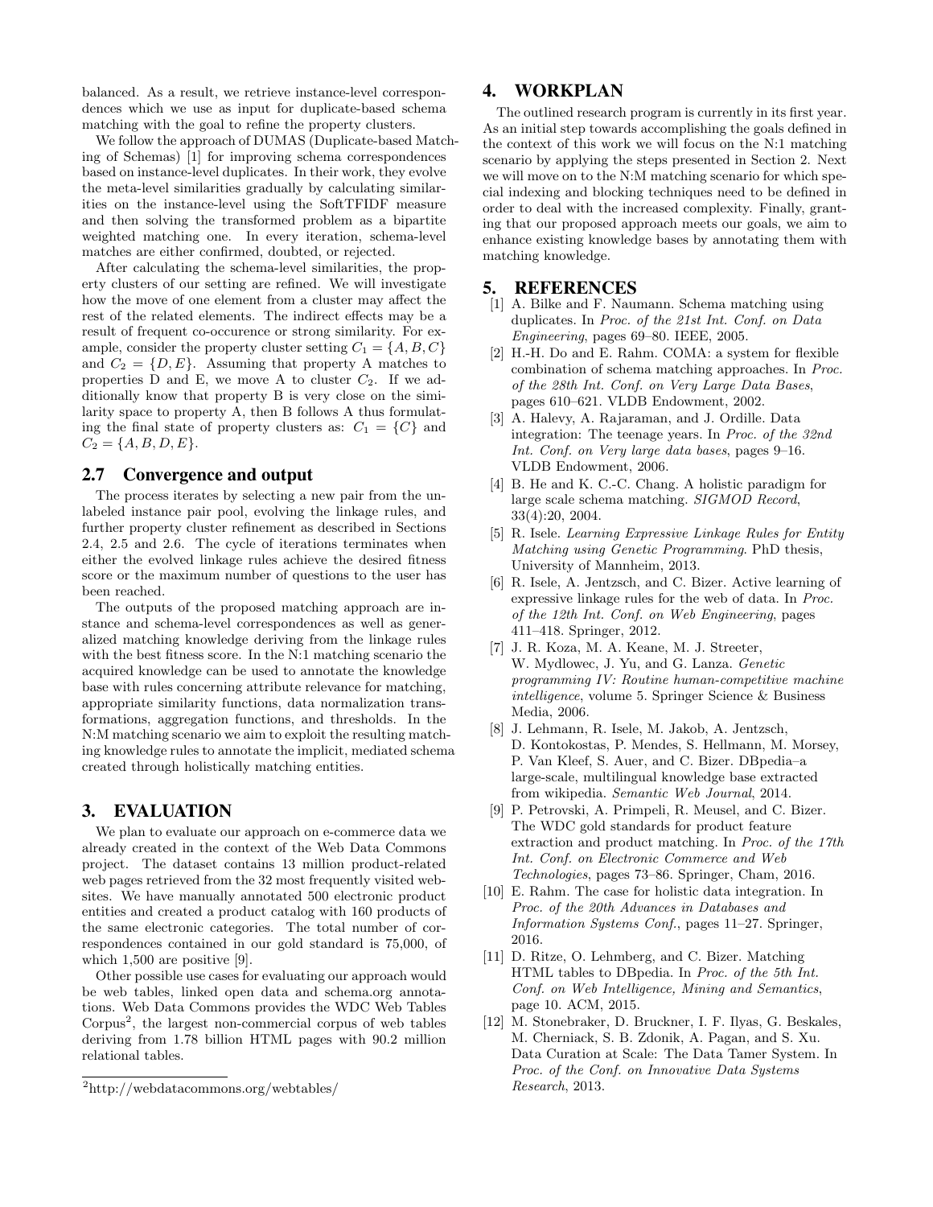balanced. As a result, we retrieve instance-level correspondences which we use as input for duplicate-based schema matching with the goal to refine the property clusters.

We follow the approach of DUMAS (Duplicate-based Matching of Schemas) [1] for improving schema correspondences based on instance-level duplicates. In their work, they evolve the meta-level similarities gradually by calculating similarities on the instance-level using the SoftTFIDF measure and then solving the transformed problem as a bipartite weighted matching one. In every iteration, schema-level matches are either confirmed, doubted, or rejected.

After calculating the schema-level similarities, the property clusters of our setting are refined. We will investigate how the move of one element from a cluster may affect the rest of the related elements. The indirect effects may be a result of frequent co-occurence or strong similarity. For example, consider the property cluster setting $C_1 = \{A, B, C\}$ and $C_2 = \{D, E\}$. Assuming that property A matches to properties D and E, we move A to cluster $C_2$. If we additionally know that property B is very close on the similarity space to property A, then B follows A thus formulating the final state of property clusters as: $C_1 = \{C\}$ and $C_2 = \{A, B, D, E\}$.

## 2.7 Convergence and output

The process iterates by selecting a new pair from the unlabeled instance pair pool, evolving the linkage rules, and further property cluster refinement as described in Sections 2.4, 2.5 and 2.6. The cycle of iterations terminates when either the evolved linkage rules achieve the desired fitness score or the maximum number of questions to the user has been reached.

The outputs of the proposed matching approach are instance and schema-level correspondences as well as generalized matching knowledge deriving from the linkage rules with the best fitness score. In the N:1 matching scenario the acquired knowledge can be used to annotate the knowledge base with rules concerning attribute relevance for matching, appropriate similarity functions, data normalization transformations, aggregation functions, and thresholds. In the N:M matching scenario we aim to exploit the resulting matching knowledge rules to annotate the implicit, mediated schema created through holistically matching entities.

# 3. EVALUATION

We plan to evaluate our approach on e-commerce data we already created in the context of the Web Data Commons project. The dataset contains 13 million product-related web pages retrieved from the 32 most frequently visited websites. We have manually annotated 500 electronic product entities and created a product catalog with 160 products of the same electronic categories. The total number of correspondences contained in our gold standard is 75,000, of which 1,500 are positive [9].

Other possible use cases for evaluating our approach would be web tables, linked open data and schema.org annotations. Web Data Commons provides the WDC Web Tables Corpus[2], the largest non-commercial corpus of web tables deriving from 1.78 billion HTML pages with 90.2 million relational tables.

[2]http://webdatacommons.org/webtables/

# 4. WORKPLAN

The outlined research program is currently in its first year. As an initial step towards accomplishing the goals defined in the context of this work we will focus on the N:1 matching scenario by applying the steps presented in Section 2. Next we will move on to the N:M matching scenario for which special indexing and blocking techniques need to be defined in order to deal with the increased complexity. Finally, granting that our proposed approach meets our goals, we aim to enhance existing knowledge bases by annotating them with matching knowledge.

# 5. REFERENCES

[1] A. Bilke and F. Naumann. Schema matching using duplicates. In *Proc. of the 21st Int. Conf. on Data Engineering*, pages 69–80. IEEE, 2005.

[2] H.-H. Do and E. Rahm. COMA: a system for flexible combination of schema matching approaches. In *Proc. of the 28th Int. Conf. on Very Large Data Bases*, pages 610–621. VLDB Endowment, 2002.

[3] A. Halevy, A. Rajaraman, and J. Ordille. Data integration: The teenage years. In *Proc. of the 32nd Int. Conf. on Very large data bases*, pages 9–16. VLDB Endowment, 2006.

[4] B. He and K. C.-C. Chang. A holistic paradigm for large scale schema matching. *SIGMOD Record*, 33(4):20, 2004.

[5] R. Isele. *Learning Expressive Linkage Rules for Entity Matching using Genetic Programming*. PhD thesis, University of Mannheim, 2013.

[6] R. Isele, A. Jentzsch, and C. Bizer. Active learning of expressive linkage rules for the web of data. In *Proc. of the 12th Int. Conf. on Web Engineering*, pages 411–418. Springer, 2012.

[7] J. R. Koza, M. A. Keane, M. J. Streeter, W. Mydlowec, J. Yu, and G. Lanza. *Genetic programming IV: Routine human-competitive machine intelligence*, volume 5. Springer Science & Business Media, 2006.

[8] J. Lehmann, R. Isele, M. Jakob, A. Jentzsch, D. Kontokostas, P. Mendes, S. Hellmann, M. Morsey, P. Van Kleef, S. Auer, and C. Bizer. DBpedia–a large-scale, multilingual knowledge base extracted from wikipedia. *Semantic Web Journal*, 2014.

[9] P. Petrovski, A. Primpeli, R. Meusel, and C. Bizer. The WDC gold standards for product feature extraction and product matching. In *Proc. of the 17th Int. Conf. on Electronic Commerce and Web Technologies*, pages 73–86. Springer, Cham, 2016.

[10] E. Rahm. The case for holistic data integration. In *Proc. of the 20th Advances in Databases and Information Systems Conf.*, pages 11–27. Springer, 2016.

[11] D. Ritze, O. Lehmberg, and C. Bizer. Matching HTML tables to DBpedia. In *Proc. of the 5th Int. Conf. on Web Intelligence, Mining and Semantics*, page 10. ACM, 2015.

[12] M. Stonebraker, D. Bruckner, I. F. Ilyas, G. Beskales, M. Cherniack, S. B. Zdonik, A. Pagan, and S. Xu. Data Curation at Scale: The Data Tamer System. In *Proc. of the Conf. on Innovative Data Systems Research*, 2013.